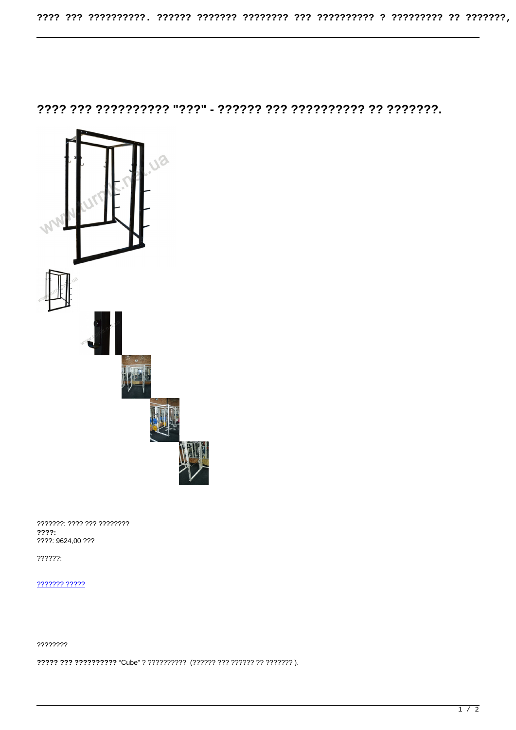# ???? ??? ?????????? "???" - ?????? ??? ?????????? ?? ???????.

???????: ???? ??? ????????
**????:**
????: 9624,00 ???

??????:

[??????? ?????]()

????????

**????? ??? ??????????** “Cube” ? ??????????  (?????? ??? ?????? ?? ??????? ).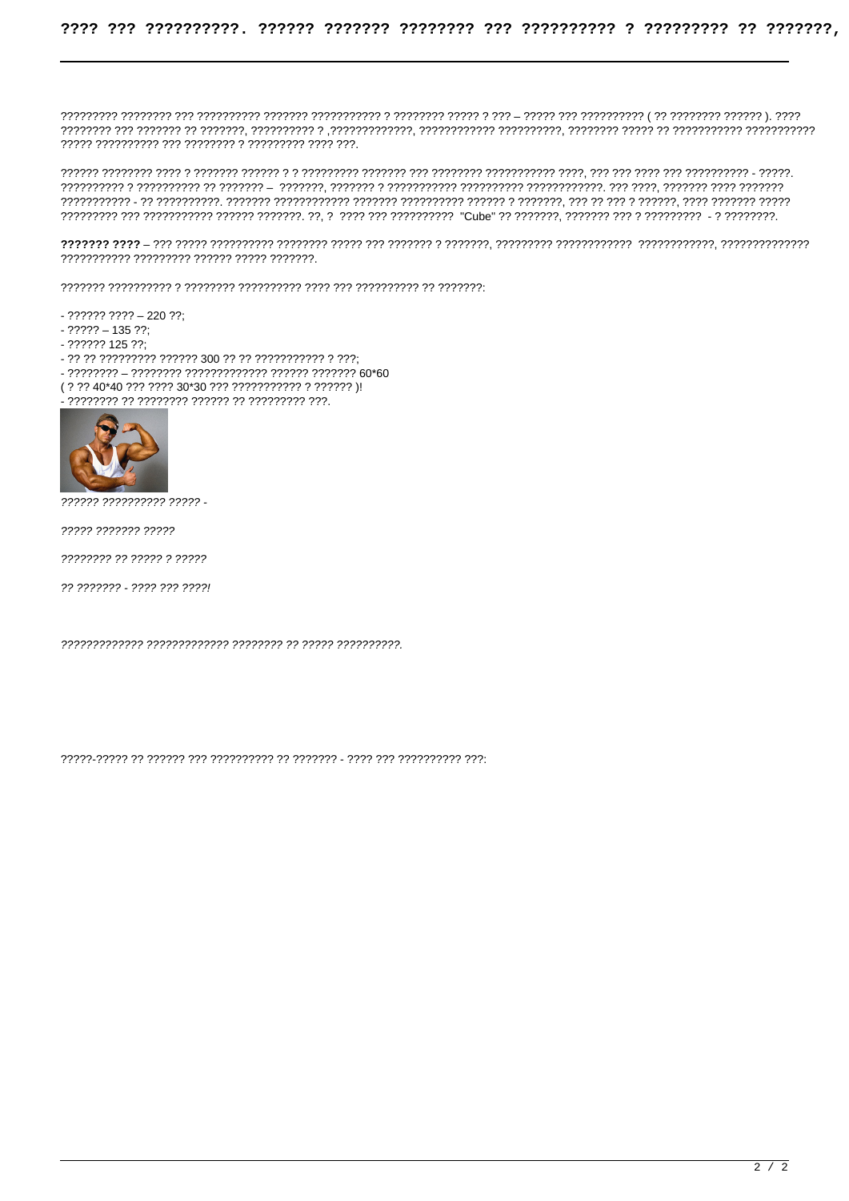????????? ???????? ??? ?????????? ??????? ??????????? ? ???????? ????? ? ??? – ????? ??? ?????????? ( ?? ???????? ?????? ). ???? ???????? ??? ??????? ?? ???????, ?????????? ? ,?????????????, ???????????? ??????????, ???????? ????? ?? ??????????? ??????????? ????? ?????????? ??? ???????? ? ????????? ???? ???.

?????? ???????? ???? ? ??????? ?????? ? ? ????????? ??????? ??? ???????? ??????????? ????, ??? ??? ???? ??? ?????????? - ?????. ?????????? ? ?????????? ?? ??????? – ???????, ??????? ? ??????????? ?????????? ????????????. ??? ????, ??????? ???? ??????? ??????????? - ?? ??????????. ??????? ???????????? ??????? ?????????? ?????? ? ???????, ??? ?? ??? ? ??????, ???? ??????? ????? ????????? ??? ??????????? ?????? ???????. ??, ? ???? ??? ?????????? "Cube" ?? ???????, ??????? ??? ? ????????? - ? ????????.

**??????? ????** – ??? ????? ?????????? ???????? ????? ??? ??????? ? ???????, ????????? ???????????? ????????????, ?????????????? ??????????? ????????? ?????? ????? ???????.

??????? ?????????? ? ???????? ?????????? ???? ??? ?????????? ?? ???????:

- ?????? ???? – 220 ??;
- ????? – 135 ??;
- ?????? 125 ??;
- ?? ?? ????????? ?????? 300 ?? ?? ??????????? ? ???;
- ???????? – ???????? ????????????? ?????? ??????? 60*60
( ? ?? 40*40 ??? ???? 30*30 ??? ??????????? ? ?????? )!
- ???????? ?? ???????? ?????? ?? ????????? ???.

*?????? ?????????? ????? -*

*????? ??????? ?????*

*???????? ?? ????? ? ?????*

*?? ??????? - ???? ??? ????!*

*????????????? ????????????? ???????? ?? ????? ??????????.*

?????-????? ?? ?????? ??? ?????????? ?? ??????? - ???? ??? ?????????? ???: